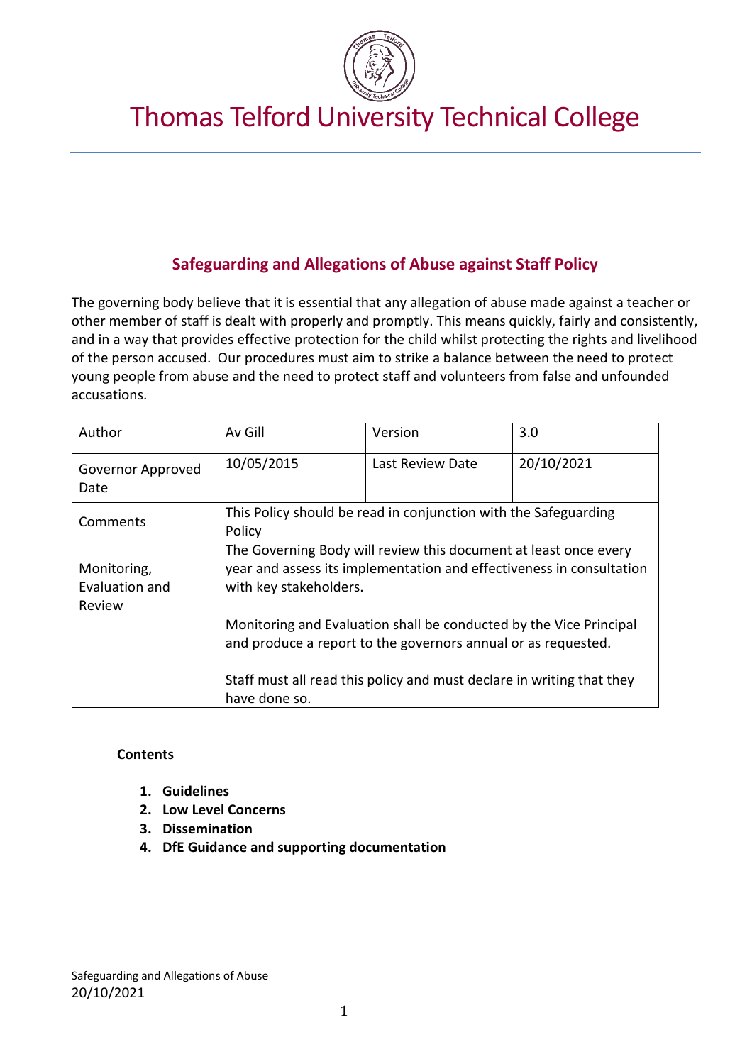# Thomas Telford University Technical College

## Safeguarding and Allegations of Abuse against Staff Policy

The governing body believe that it is essential that any allegation of abuse made against a teacher or other member of staff is dealt with properly and promptly. This means quickly, fairly and consistently, and in a way that provides effective protection for the child whilst protecting the rights and livelihood of the person accused. Our procedures must aim to strike a balance between the need to protect young people from abuse and the need to protect staff and volunteers from false and unfounded accusations.

| Author | Av Gill | Version | 3.0 |
|---|---|---|---|
| Governor Approved Date | 10/05/2015 | Last Review Date | 20/10/2021 |
| Comments | This Policy should be read in conjunction with the Safeguarding Policy | | |
| Monitoring, Evaluation and Review | The Governing Body will review this document at least once every year and assess its implementation and effectiveness in consultation with key stakeholders.<br><br>Monitoring and Evaluation shall be conducted by the Vice Principal and produce a report to the governors annual or as requested.<br><br>Staff must all read this policy and must declare in writing that they have done so. | | |

**Contents**

1. **Guidelines**
2. **Low Level Concerns**
3. **Dissemination**
4. **DfE Guidance and supporting documentation**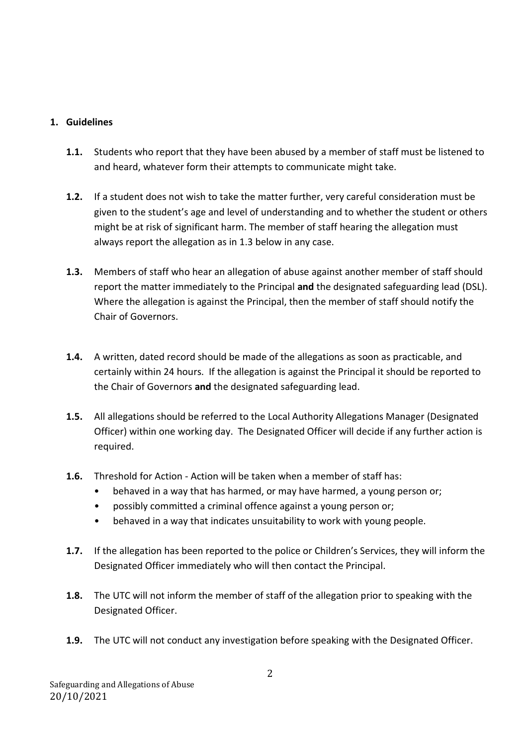## 1. Guidelines

**1.1.** Students who report that they have been abused by a member of staff must be listened to and heard, whatever form their attempts to communicate might take.

**1.2.** If a student does not wish to take the matter further, very careful consideration must be given to the student's age and level of understanding and to whether the student or others might be at risk of significant harm. The member of staff hearing the allegation must always report the allegation as in 1.3 below in any case.

**1.3.** Members of staff who hear an allegation of abuse against another member of staff should report the matter immediately to the Principal **and** the designated safeguarding lead (DSL). Where the allegation is against the Principal, then the member of staff should notify the Chair of Governors.

**1.4.** A written, dated record should be made of the allegations as soon as practicable, and certainly within 24 hours. If the allegation is against the Principal it should be reported to the Chair of Governors **and** the designated safeguarding lead.

**1.5.** All allegations should be referred to the Local Authority Allegations Manager (Designated Officer) within one working day. The Designated Officer will decide if any further action is required.

**1.6.** Threshold for Action - Action will be taken when a member of staff has:

- behaved in a way that has harmed, or may have harmed, a young person or;
- possibly committed a criminal offence against a young person or;
- behaved in a way that indicates unsuitability to work with young people.

**1.7.** If the allegation has been reported to the police or Children's Services, they will inform the Designated Officer immediately who will then contact the Principal.

**1.8.** The UTC will not inform the member of staff of the allegation prior to speaking with the Designated Officer.

**1.9.** The UTC will not conduct any investigation before speaking with the Designated Officer.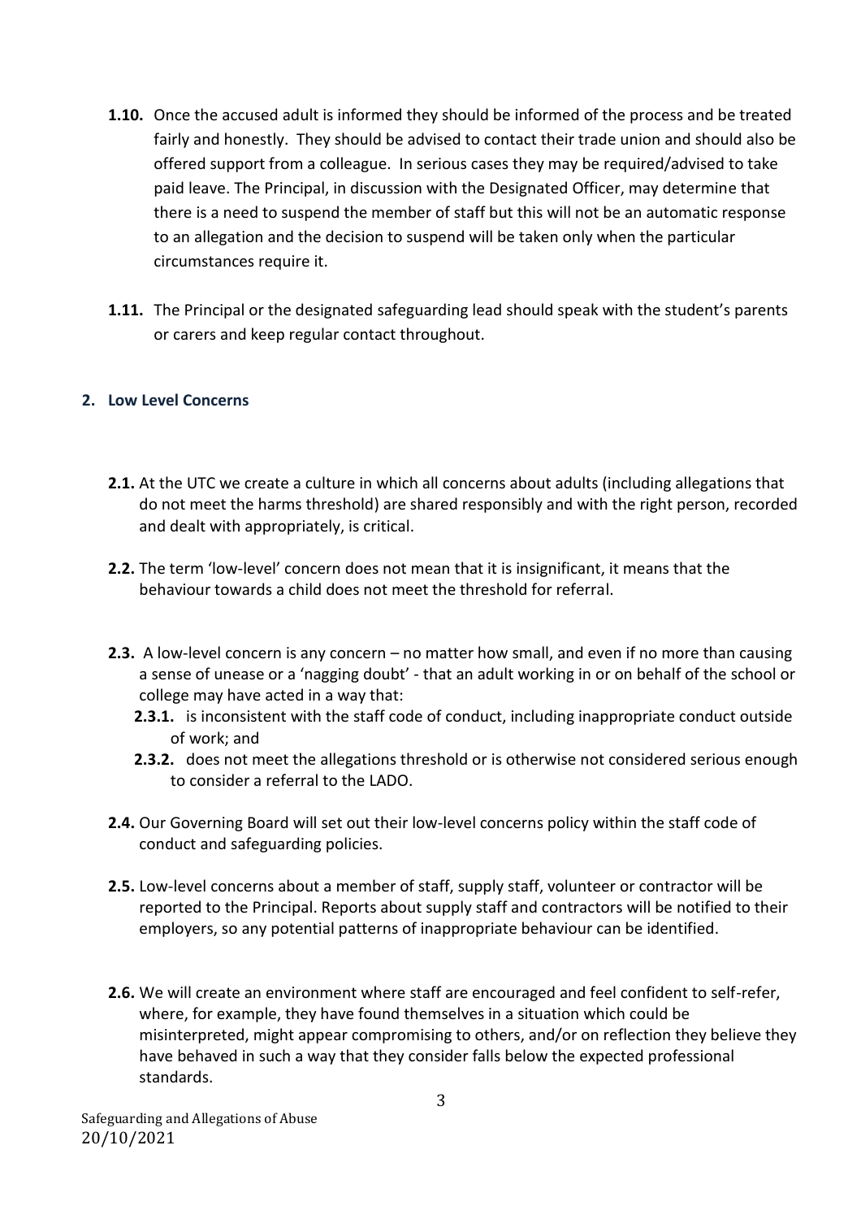**1.10.** Once the accused adult is informed they should be informed of the process and be treated fairly and honestly. They should be advised to contact their trade union and should also be offered support from a colleague. In serious cases they may be required/advised to take paid leave. The Principal, in discussion with the Designated Officer, may determine that there is a need to suspend the member of staff but this will not be an automatic response to an allegation and the decision to suspend will be taken only when the particular circumstances require it.

**1.11.** The Principal or the designated safeguarding lead should speak with the student's parents or carers and keep regular contact throughout.

## 2. Low Level Concerns

**2.1.** At the UTC we create a culture in which all concerns about adults (including allegations that do not meet the harms threshold) are shared responsibly and with the right person, recorded and dealt with appropriately, is critical.

**2.2.** The term 'low-level' concern does not mean that it is insignificant, it means that the behaviour towards a child does not meet the threshold for referral.

**2.3.** A low-level concern is any concern – no matter how small, and even if no more than causing a sense of unease or a 'nagging doubt' - that an adult working in or on behalf of the school or college may have acted in a way that:

- **2.3.1.** is inconsistent with the staff code of conduct, including inappropriate conduct outside of work; and
- **2.3.2.** does not meet the allegations threshold or is otherwise not considered serious enough to consider a referral to the LADO.

**2.4.** Our Governing Board will set out their low-level concerns policy within the staff code of conduct and safeguarding policies.

**2.5.** Low-level concerns about a member of staff, supply staff, volunteer or contractor will be reported to the Principal. Reports about supply staff and contractors will be notified to their employers, so any potential patterns of inappropriate behaviour can be identified.

**2.6.** We will create an environment where staff are encouraged and feel confident to self-refer, where, for example, they have found themselves in a situation which could be misinterpreted, might appear compromising to others, and/or on reflection they believe they have behaved in such a way that they consider falls below the expected professional standards.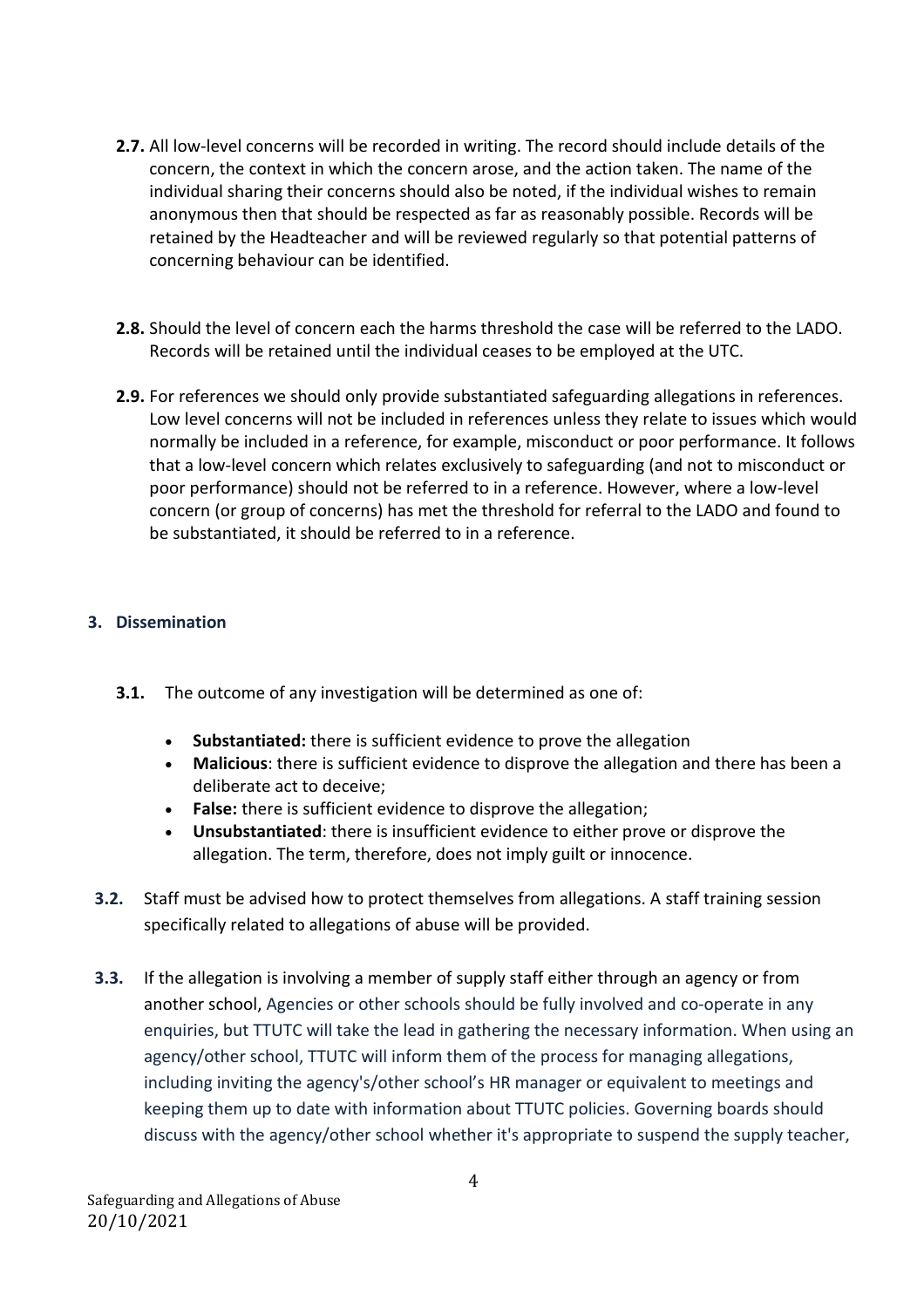**2.7.** All low-level concerns will be recorded in writing. The record should include details of the concern, the context in which the concern arose, and the action taken. The name of the individual sharing their concerns should also be noted, if the individual wishes to remain anonymous then that should be respected as far as reasonably possible. Records will be retained by the Headteacher and will be reviewed regularly so that potential patterns of concerning behaviour can be identified.

**2.8.** Should the level of concern each the harms threshold the case will be referred to the LADO. Records will be retained until the individual ceases to be employed at the UTC.

**2.9.** For references we should only provide substantiated safeguarding allegations in references. Low level concerns will not be included in references unless they relate to issues which would normally be included in a reference, for example, misconduct or poor performance. It follows that a low-level concern which relates exclusively to safeguarding (and not to misconduct or poor performance) should not be referred to in a reference. However, where a low-level concern (or group of concerns) has met the threshold for referral to the LADO and found to be substantiated, it should be referred to in a reference.

## 3. Dissemination

**3.1.** The outcome of any investigation will be determined as one of:

- **Substantiated:** there is sufficient evidence to prove the allegation
- **Malicious**: there is sufficient evidence to disprove the allegation and there has been a deliberate act to deceive;
- **False:** there is sufficient evidence to disprove the allegation;
- **Unsubstantiated**: there is insufficient evidence to either prove or disprove the allegation. The term, therefore, does not imply guilt or innocence.

**3.2.** Staff must be advised how to protect themselves from allegations. A staff training session specifically related to allegations of abuse will be provided.

**3.3.** If the allegation is involving a member of supply staff either through an agency or from another school, Agencies or other schools should be fully involved and co-operate in any enquiries, but TTUTC will take the lead in gathering the necessary information. When using an agency/other school, TTUTC will inform them of the process for managing allegations, including inviting the agency's/other school's HR manager or equivalent to meetings and keeping them up to date with information about TTUTC policies. Governing boards should discuss with the agency/other school whether it's appropriate to suspend the supply teacher,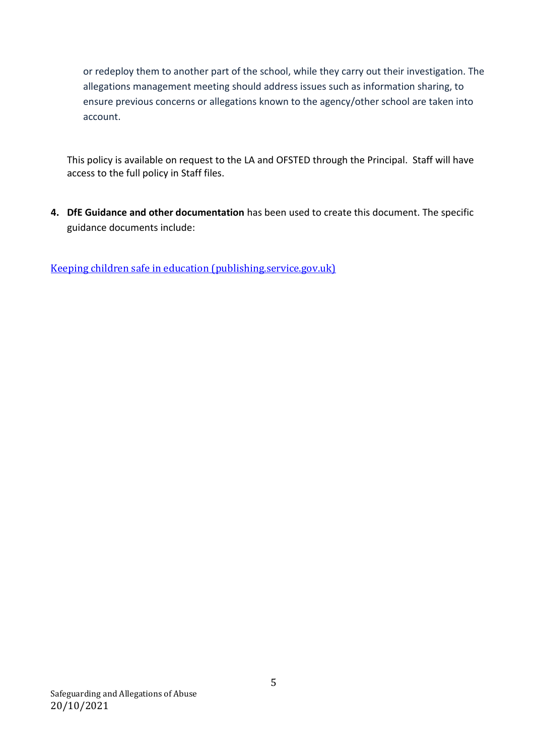or redeploy them to another part of the school, while they carry out their investigation. The allegations management meeting should address issues such as information sharing, to ensure previous concerns or allegations known to the agency/other school are taken into account.

This policy is available on request to the LA and OFSTED through the Principal. Staff will have access to the full policy in Staff files.

4. **DfE Guidance and other documentation** has been used to create this document. The specific guidance documents include:

Keeping children safe in education (publishing.service.gov.uk)